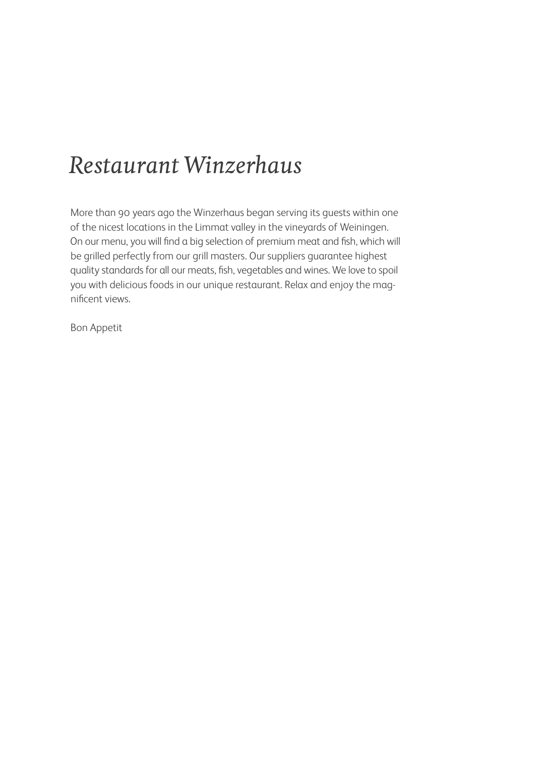# *Restaurant Winzerhaus*

More than 90 years ago the Winzerhaus began serving its guests within one of the nicest locations in the Limmat valley in the vineyards of Weiningen. On our menu, you will find a big selection of premium meat and fish, which will be grilled perfectly from our grill masters. Our suppliers guarantee highest quality standards for all our meats, fish, vegetables and wines. We love to spoil you with delicious foods in our unique restaurant. Relax and enjoy the magnificent views.

Bon Appetit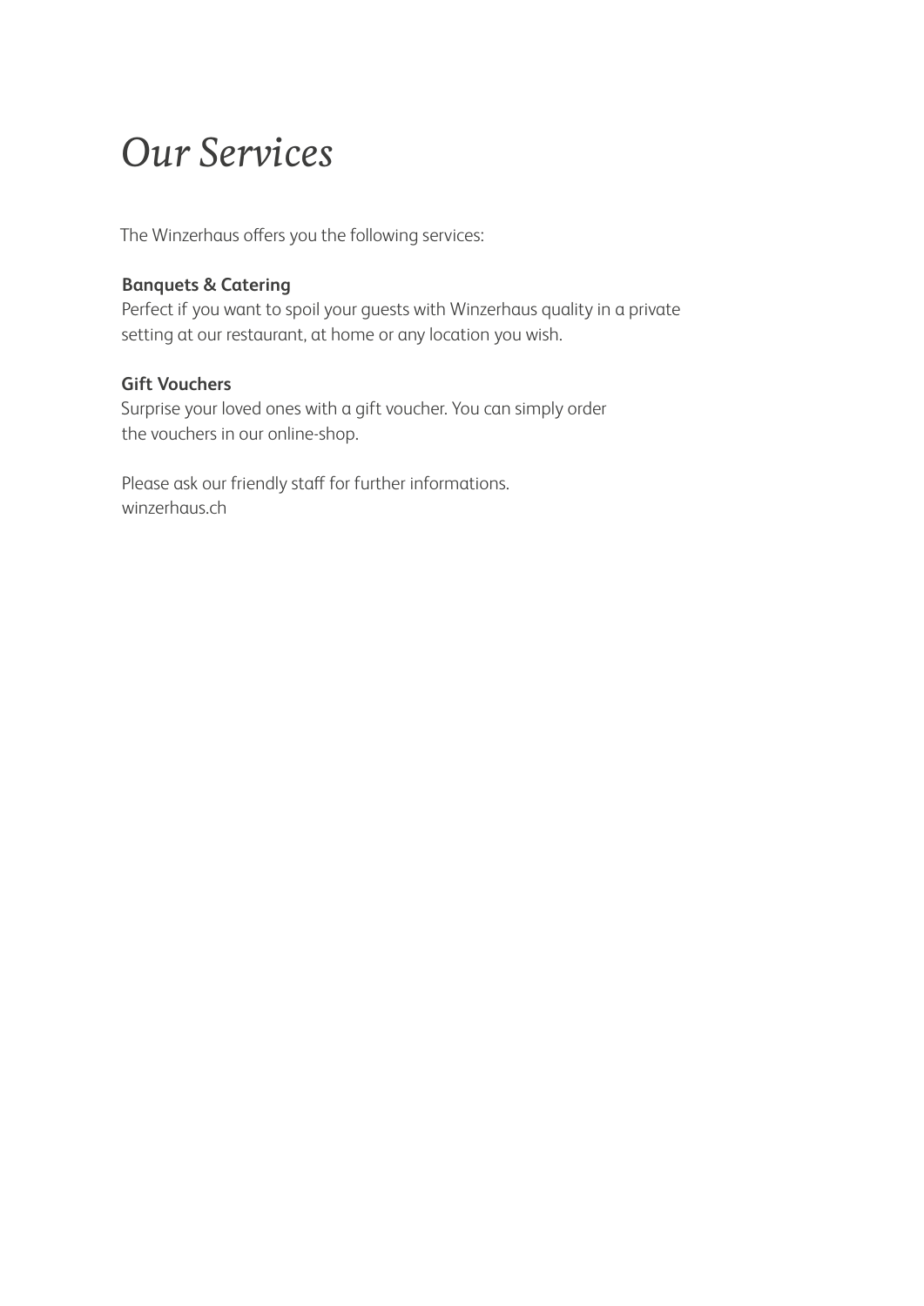# *Our Services*

The Winzerhaus offers you the following services:

**Banquets & Catering**
Perfect if you want to spoil your guests with Winzerhaus quality in a private setting at our restaurant, at home or any location you wish.

**Gift Vouchers**
Surprise your loved ones with a gift voucher. You can simply order the vouchers in our online-shop.

Please ask our friendly staff for further informations.
winzerhaus.ch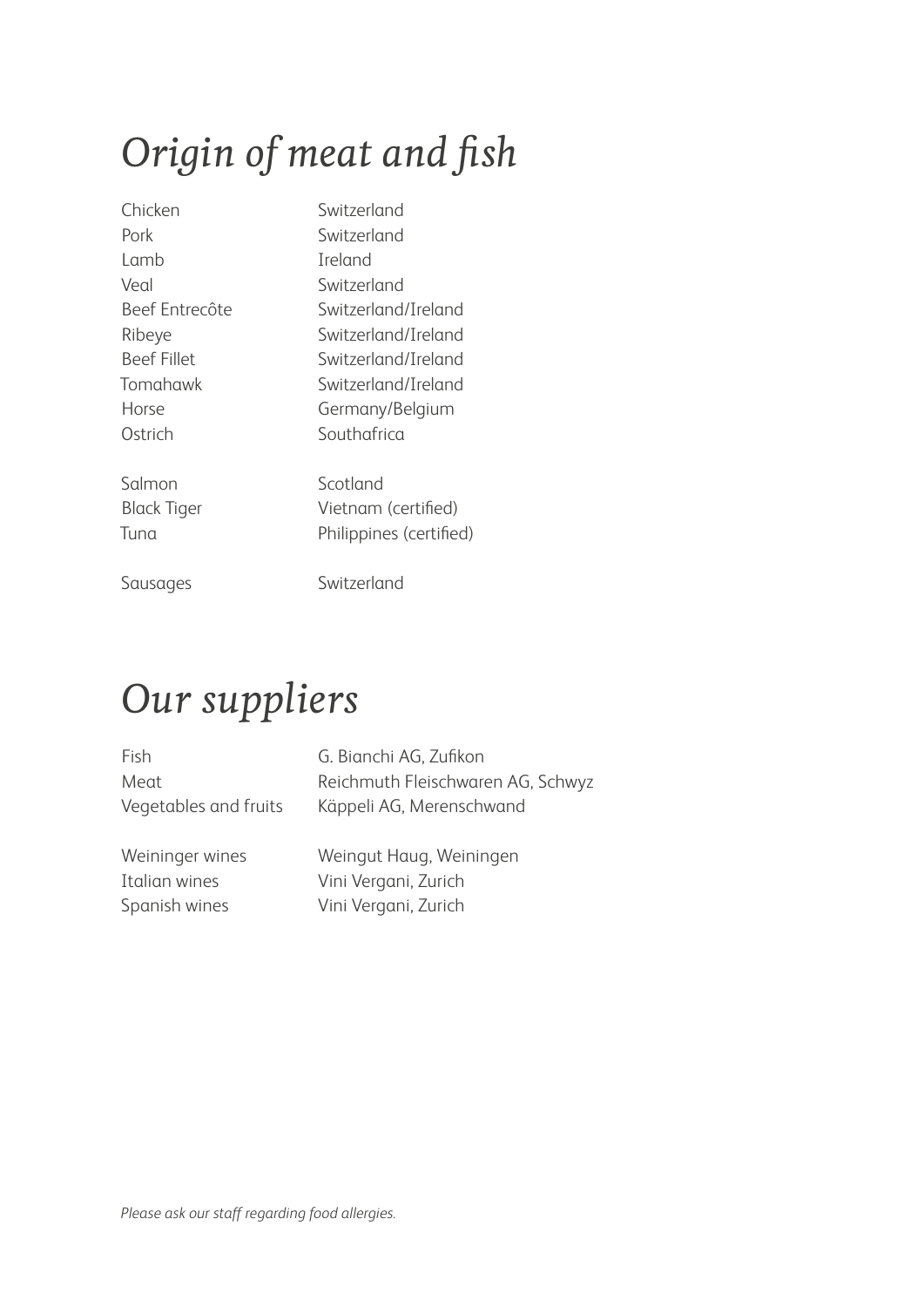# *Origin of meat and fish*

| | |
|---|---|
| Chicken | Switzerland |
| Pork | Switzerland |
| Lamb | Ireland |
| Veal | Switzerland |
| Beef Entrecôte | Switzerland/Ireland |
| Ribeye | Switzerland/Ireland |
| Beef Fillet | Switzerland/Ireland |
| Tomahawk | Switzerland/Ireland |
| Horse | Germany/Belgium |
| Ostrich | Southafrica |
| | |
| Salmon | Scotland |
| Black Tiger | Vietnam (certified) |
| Tuna | Philippines (certified) |
| | |
| Sausages | Switzerland |

# *Our suppliers*

| | |
|---|---|
| Fish | G. Bianchi AG, Zufikon |
| Meat | Reichmuth Fleischwaren AG, Schwyz |
| Vegetables and fruits | Käppeli AG, Merenschwand |
| | |
| Weininger wines | Weingut Haug, Weiningen |
| Italian wines | Vini Vergani, Zurich |
| Spanish wines | Vini Vergani, Zurich |

*Please ask our staff regarding food allergies.*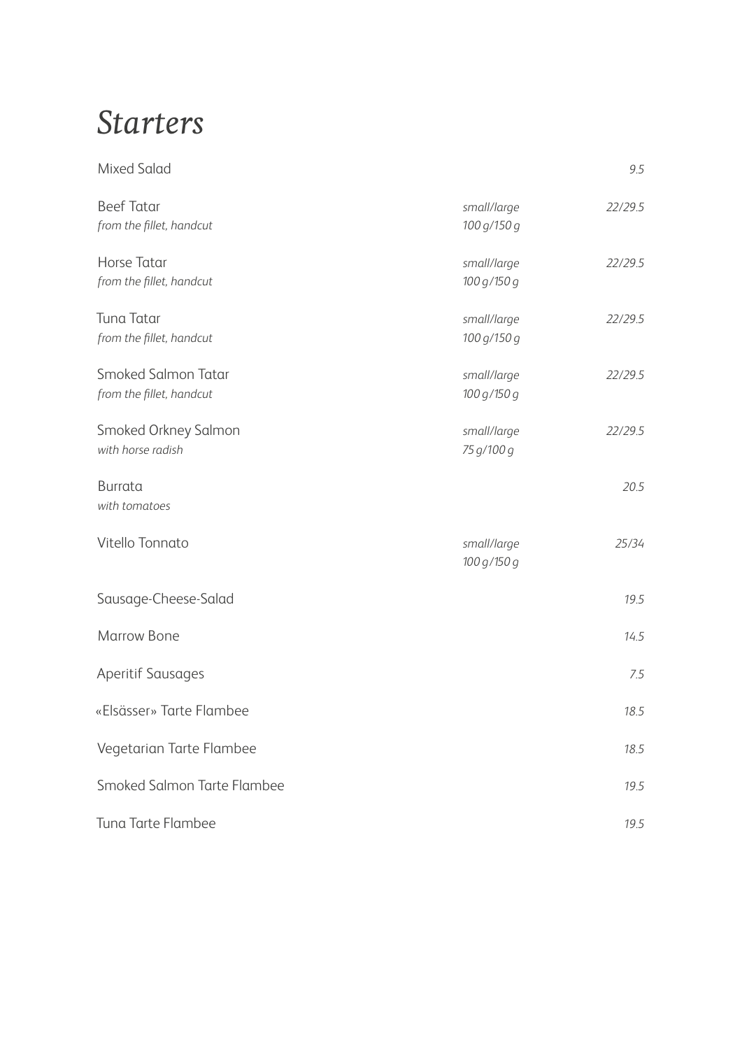# *Starters*

| | | |
|---|---|---|
| Mixed Salad | | *9.5* |
| Beef Tatar<br>*from the fillet, handcut* | *small/large*<br>*100 g/150 g* | *22/29.5* |
| Horse Tatar<br>*from the fillet, handcut* | *small/large*<br>*100 g/150 g* | *22/29.5* |
| Tuna Tatar<br>*from the fillet, handcut* | *small/large*<br>*100 g/150 g* | *22/29.5* |
| Smoked Salmon Tatar<br>*from the fillet, handcut* | *small/large*<br>*100 g/150 g* | *22/29.5* |
| Smoked Orkney Salmon<br>*with horse radish* | *small/large*<br>*75 g/100 g* | *22/29.5* |
| Burrata<br>*with tomatoes* | | *20.5* |
| Vitello Tonnato | *small/large*<br>*100 g/150 g* | *25/34* |
| Sausage-Cheese-Salad | | *19.5* |
| Marrow Bone | | *14.5* |
| Aperitif Sausages | | *7.5* |
| «Elsässer» Tarte Flambee | | *18.5* |
| Vegetarian Tarte Flambee | | *18.5* |
| Smoked Salmon Tarte Flambee | | *19.5* |
| Tuna Tarte Flambee | | *19.5* |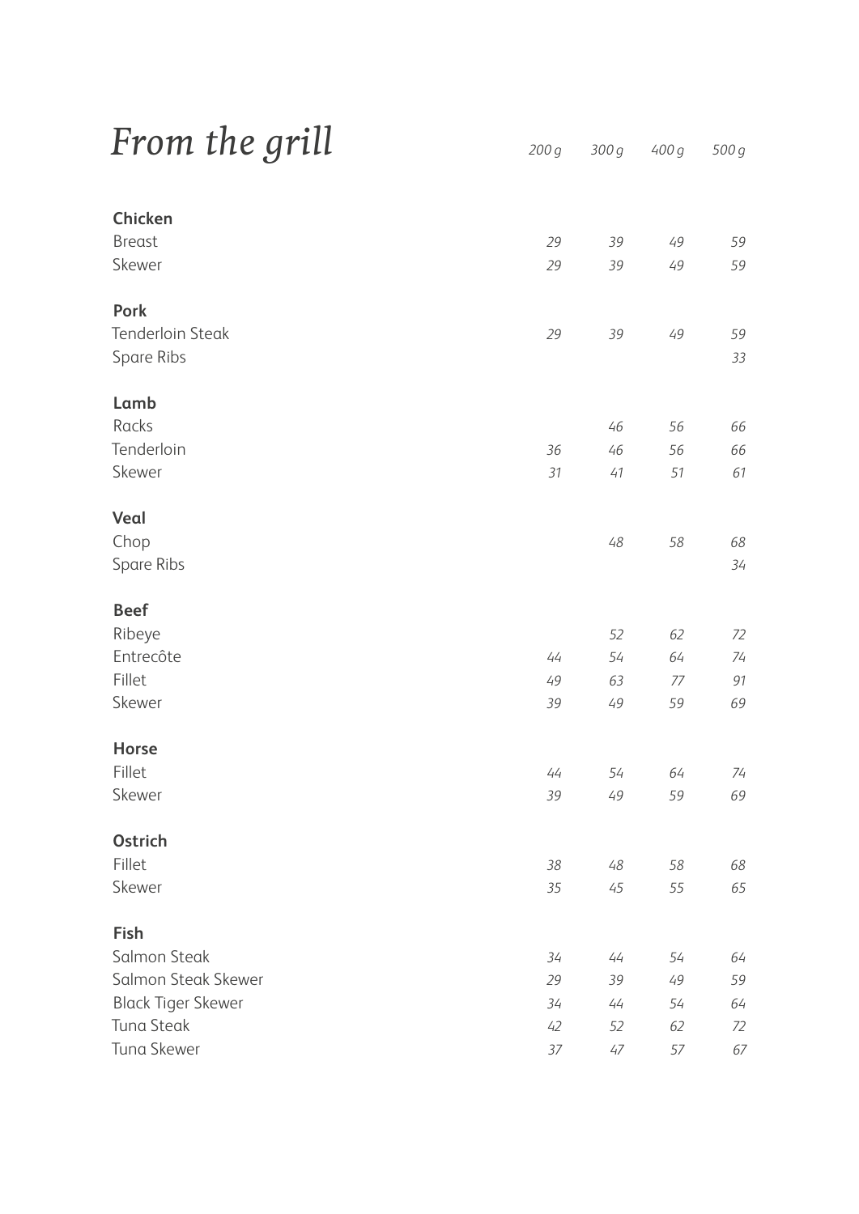# From the grill

| | 200 g | 300 g | 400 g | 500 g |
|---|---|---|---|---|
| **Chicken** | | | | |
| Breast | 29 | 39 | 49 | 59 |
| Skewer | 29 | 39 | 49 | 59 |
| **Pork** | | | | |
| Tenderloin Steak | 29 | 39 | 49 | 59 |
| Spare Ribs | | | | 33 |
| **Lamb** | | | | |
| Racks | | 46 | 56 | 66 |
| Tenderloin | 36 | 46 | 56 | 66 |
| Skewer | 31 | 41 | 51 | 61 |
| **Veal** | | | | |
| Chop | | 48 | 58 | 68 |
| Spare Ribs | | | | 34 |
| **Beef** | | | | |
| Ribeye | | 52 | 62 | 72 |
| Entrecôte | 44 | 54 | 64 | 74 |
| Fillet | 49 | 63 | 77 | 91 |
| Skewer | 39 | 49 | 59 | 69 |
| **Horse** | | | | |
| Fillet | 44 | 54 | 64 | 74 |
| Skewer | 39 | 49 | 59 | 69 |
| **Ostrich** | | | | |
| Fillet | 38 | 48 | 58 | 68 |
| Skewer | 35 | 45 | 55 | 65 |
| **Fish** | | | | |
| Salmon Steak | 34 | 44 | 54 | 64 |
| Salmon Steak Skewer | 29 | 39 | 49 | 59 |
| Black Tiger Skewer | 34 | 44 | 54 | 64 |
| Tuna Steak | 42 | 52 | 62 | 72 |
| Tuna Skewer | 37 | 47 | 57 | 67 |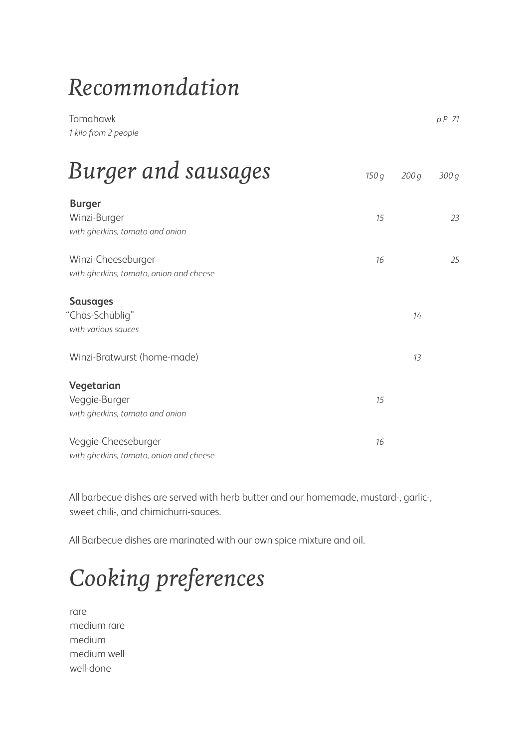# Recommendation

| | |
|---|---|
| Tomahawk<br>*1 kilo from 2 people* | *p.P. 71* |

# Burger and sausages

| | *150 g* | *200 g* | *300 g* |
|---|---|---|---|
| **Burger** | | | |
| Winzi-Burger<br>*with gherkins, tomato and onion* | *15* | | *23* |
| Winzi-Cheeseburger<br>*with gherkins, tomato, onion and cheese* | *16* | | *25* |
| **Sausages** | | | |
| "Chäs-Schüblig"<br>*with various sauces* | | *14* | |
| Winzi-Bratwurst (home-made) | | *13* | |
| **Vegetarian** | | | |
| Veggie-Burger<br>*with gherkins, tomato and onion* | *15* | | |
| Veggie-Cheeseburger<br>*with gherkins, tomato, onion and cheese* | *16* | | |

All barbecue dishes are served with herb butter and our homemade, mustard-, garlic-, sweet chili-, and chimichurri-sauces.

All Barbecue dishes are marinated with our own spice mixture and oil.

# Cooking preferences

rare
medium rare
medium
medium well
well-done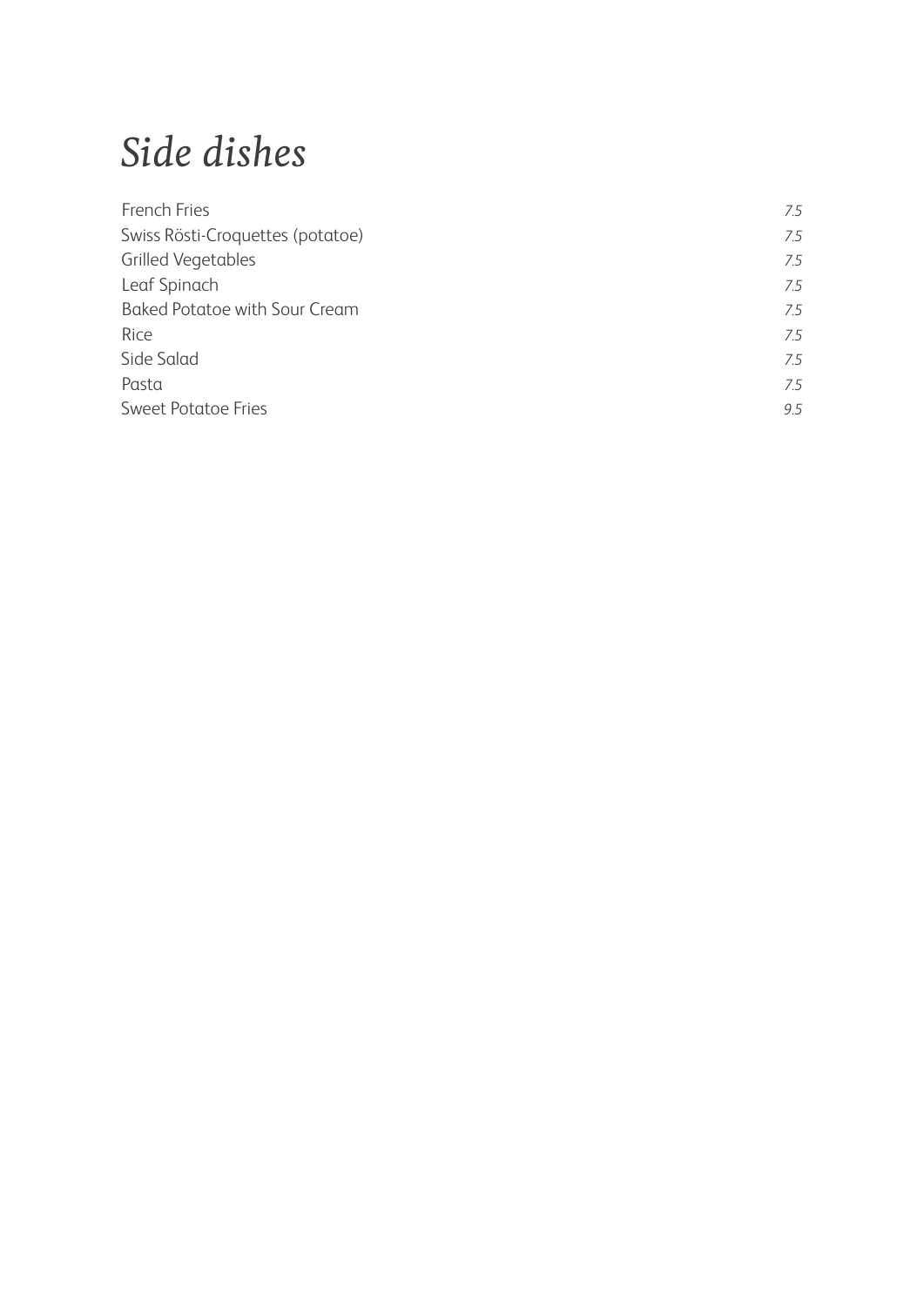# *Side dishes*

| | |
|---|---|
| French Fries | *7.5* |
| Swiss Rösti-Croquettes (potatoe) | *7.5* |
| Grilled Vegetables | *7.5* |
| Leaf Spinach | *7.5* |
| Baked Potatoe with Sour Cream | *7.5* |
| Rice | *7.5* |
| Side Salad | *7.5* |
| Pasta | *7.5* |
| Sweet Potatoe Fries | *9.5* |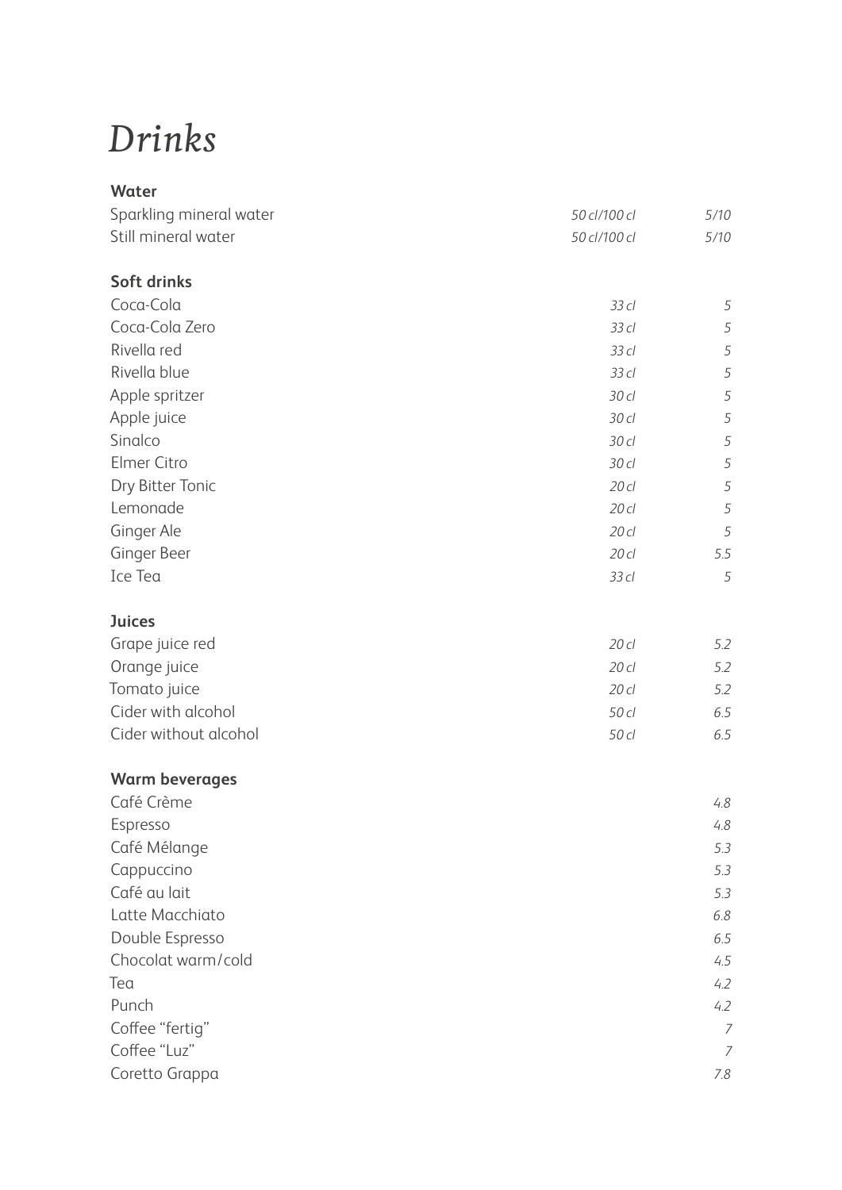# Drinks

| | | |
|---|---|---|
| **Water** | | |
| Sparkling mineral water | *50 cl/100 cl* | *5/10* |
| Still mineral water | *50 cl/100 cl* | *5/10* |
| **Soft drinks** | | |
| Coca-Cola | *33 cl* | *5* |
| Coca-Cola Zero | *33 cl* | *5* |
| Rivella red | *33 cl* | *5* |
| Rivella blue | *33 cl* | *5* |
| Apple spritzer | *30 cl* | *5* |
| Apple juice | *30 cl* | *5* |
| Sinalco | *30 cl* | *5* |
| Elmer Citro | *30 cl* | *5* |
| Dry Bitter Tonic | *20 cl* | *5* |
| Lemonade | *20 cl* | *5* |
| Ginger Ale | *20 cl* | *5* |
| Ginger Beer | *20 cl* | *5.5* |
| Ice Tea | *33 cl* | *5* |
| **Juices** | | |
| Grape juice red | *20 cl* | *5.2* |
| Orange juice | *20 cl* | *5.2* |
| Tomato juice | *20 cl* | *5.2* |
| Cider with alcohol | *50 cl* | *6.5* |
| Cider without alcohol | *50 cl* | *6.5* |
| **Warm beverages** | | |
| Café Crème | | *4.8* |
| Espresso | | *4.8* |
| Café Mélange | | *5.3* |
| Cappuccino | | *5.3* |
| Café au lait | | *5.3* |
| Latte Macchiato | | *6.8* |
| Double Espresso | | *6.5* |
| Chocolat warm/cold | | *4.5* |
| Tea | | *4.2* |
| Punch | | *4.2* |
| Coffee "fertig" | | *7* |
| Coffee "Luz" | | *7* |
| Coretto Grappa | | *7.8* |